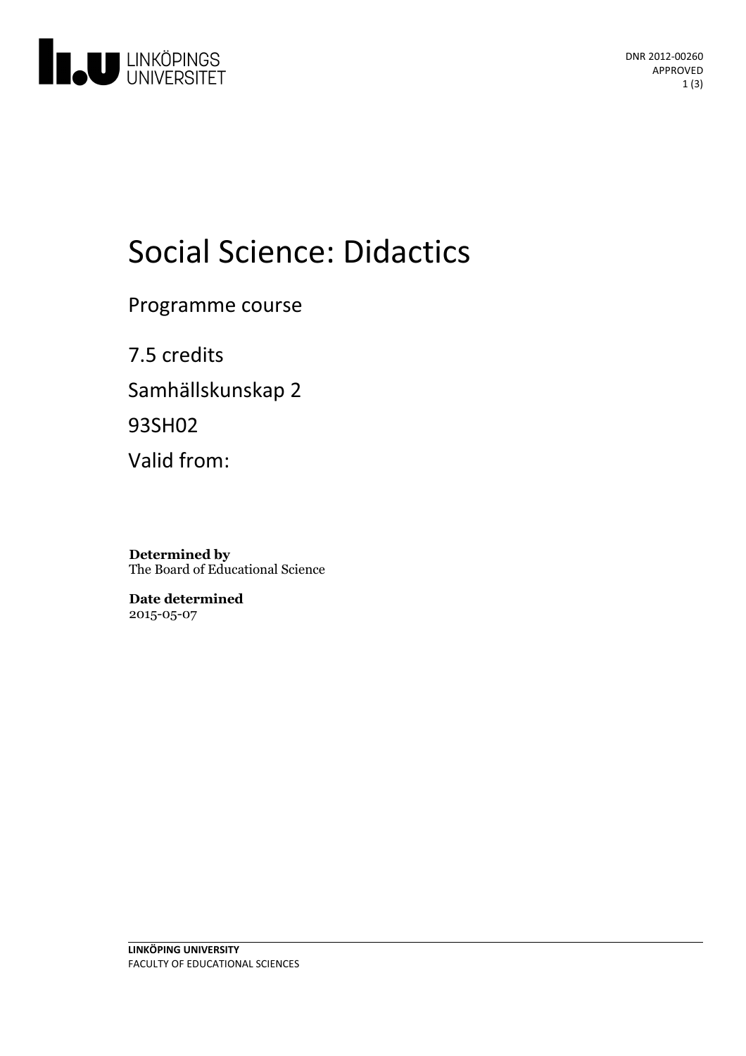DNR 2012-00260
APPROVED

# Social Science: Didactics

Programme course

7.5 credits

Samhällskunskap 2

93SH02

Valid from:

**Determined by**
The Board of Educational Science

**Date determined**
2015-05-07

**LINKÖPING UNIVERSITY**
FACULTY OF EDUCATIONAL SCIENCES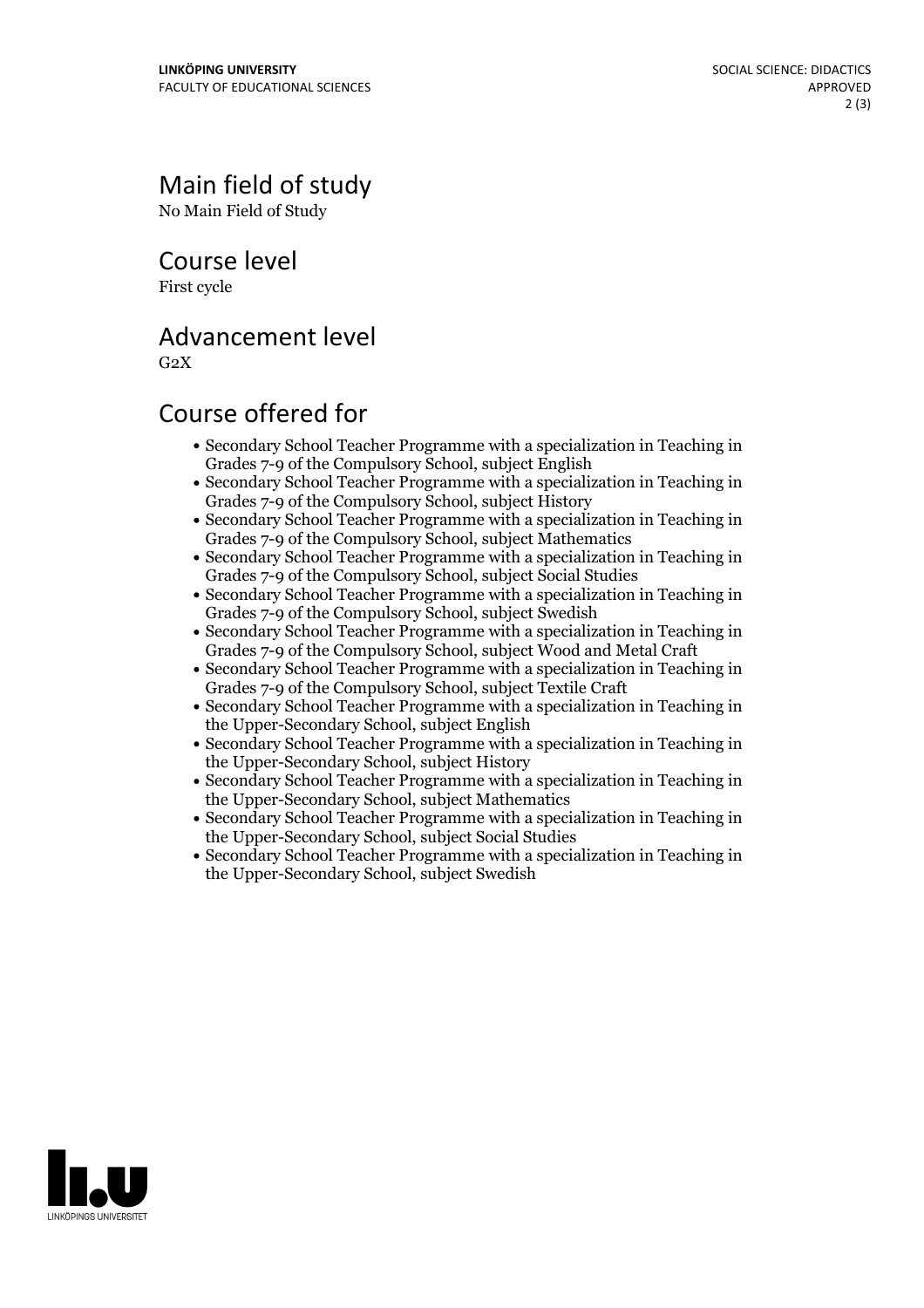## Main field of study

No Main Field of Study

## Course level

First cycle

## Advancement level

G2X

## Course offered for

- Secondary School Teacher Programme with a specialization in Teaching in Grades 7-9 of the Compulsory School, subject English
- Secondary School Teacher Programme with a specialization in Teaching in Grades 7-9 of the Compulsory School, subject History
- Secondary School Teacher Programme with a specialization in Teaching in Grades 7-9 of the Compulsory School, subject Mathematics
- Secondary School Teacher Programme with a specialization in Teaching in Grades 7-9 of the Compulsory School, subject Social Studies
- Secondary School Teacher Programme with a specialization in Teaching in Grades 7-9 of the Compulsory School, subject Swedish
- Secondary School Teacher Programme with a specialization in Teaching in Grades 7-9 of the Compulsory School, subject Wood and Metal Craft
- Secondary School Teacher Programme with a specialization in Teaching in Grades 7-9 of the Compulsory School, subject Textile Craft
- Secondary School Teacher Programme with a specialization in Teaching in the Upper-Secondary School, subject English
- Secondary School Teacher Programme with a specialization in Teaching in the Upper-Secondary School, subject History
- Secondary School Teacher Programme with a specialization in Teaching in the Upper-Secondary School, subject Mathematics
- Secondary School Teacher Programme with a specialization in Teaching in the Upper-Secondary School, subject Social Studies
- Secondary School Teacher Programme with a specialization in Teaching in the Upper-Secondary School, subject Swedish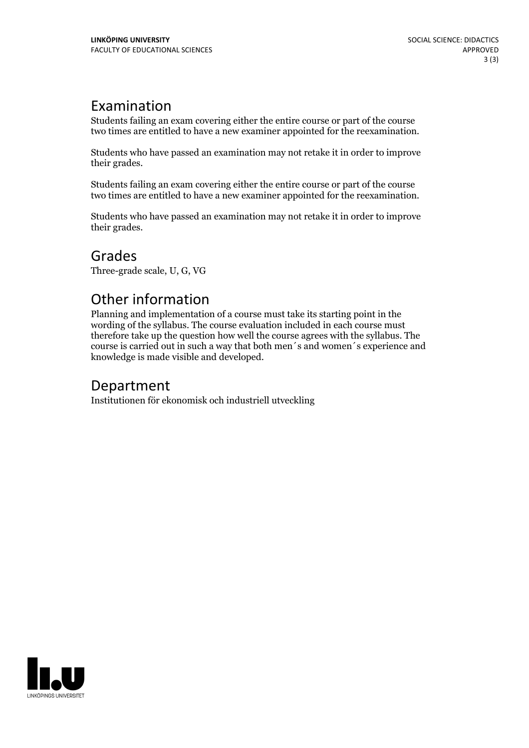## Examination

Students failing an exam covering either the entire course or part of the course two times are entitled to have a new examiner appointed for the reexamination.

Students who have passed an examination may not retake it in order to improve their grades.

Students failing an exam covering either the entire course or part of the course two times are entitled to have a new examiner appointed for the reexamination.

Students who have passed an examination may not retake it in order to improve their grades.

## Grades

Three-grade scale, U, G, VG

## Other information

Planning and implementation of a course must take its starting point in the wording of the syllabus. The course evaluation included in each course must therefore take up the question how well the course agrees with the syllabus. The course is carried out in such a way that both men´s and women´s experience and knowledge is made visible and developed.

## Department

Institutionen för ekonomisk och industriell utveckling